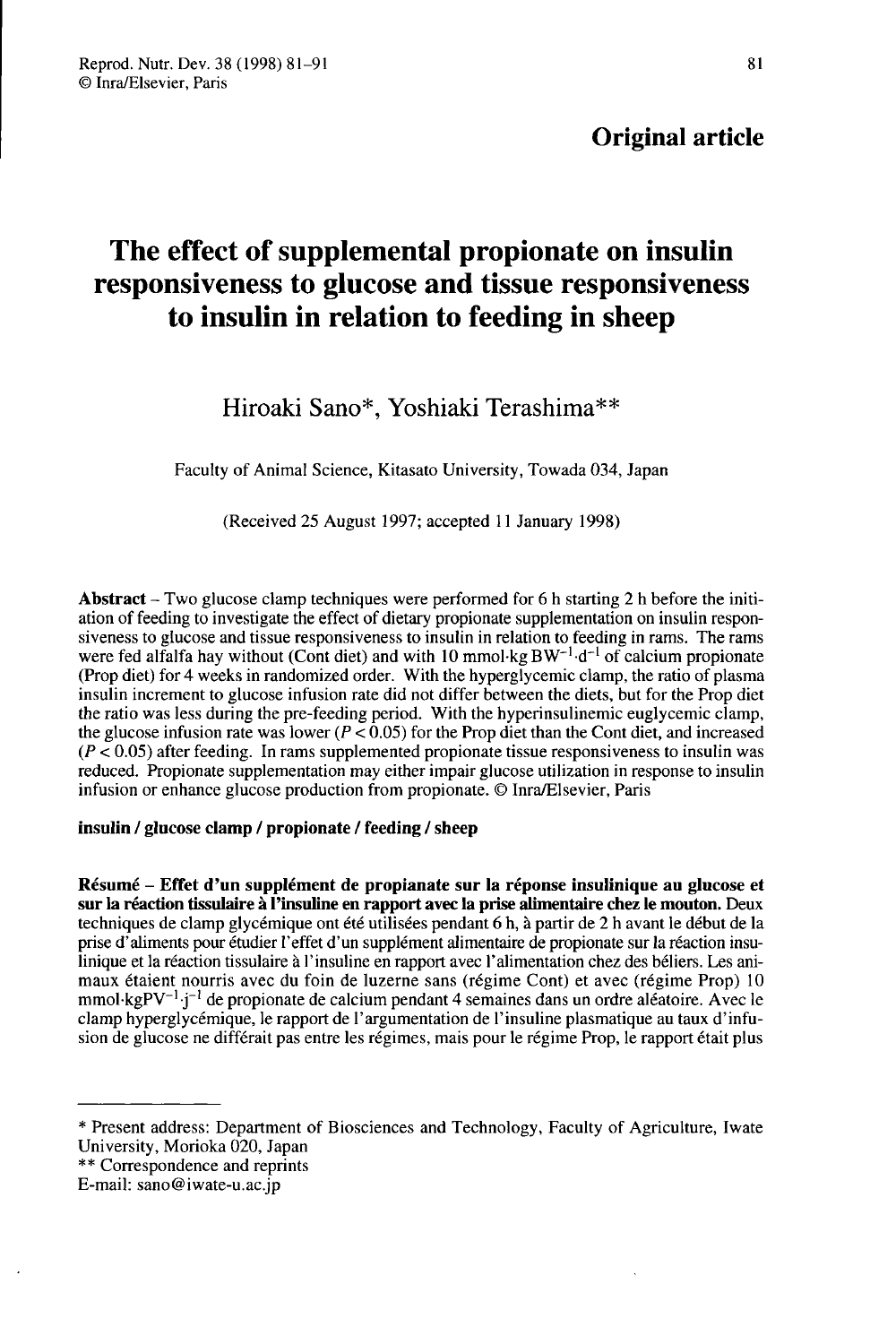## Original article

# The effect of supplemental propionate on insulin responsiveness to glucose and tissue responsiveness to insulin in relation to feeding in sheep

Hiroaki Sano*, Yoshiaki Terashima**

Faculty of Animal Science, Kitasato University, Towada 034, Japan

(Received 25 August 1997; accepted 11 January 1998)

**Abstract** – Two glucose clamp techniques were performed for 6 h starting 2 h before the initiation of feeding to investigate the effect of dietary propionate supplementation on insulin responsiveness to glucose and tissue responsiveness to insulin in relation to feeding in rams. The rams were fed alfalfa hay without (Cont diet) and with 10 $mmol \cdot kg\,BW^{-1} \cdot d^{-1}$ of calcium propionate (Prop diet) for 4 weeks in randomized order. With the hyperglycemic clamp, the ratio of plasma insulin increment to glucose infusion rate did not differ between the diets, but for the Prop diet the ratio was less during the pre-feeding period. With the hyperinsulinemic euglycemic clamp, the glucose infusion rate was lower ($P < 0.05$) for the Prop diet than the Cont diet, and increased ($P < 0.05$) after feeding. In rams supplemented propionate tissue responsiveness to insulin was reduced. Propionate supplementation may either impair glucose utilization in response to insulin infusion or enhance glucose production from propionate. © Inra/Elsevier, Paris

**insulin / glucose clamp / propionate / feeding / sheep**

**Résumé – Effet d'un supplément de propianate sur la réponse insulinique au glucose et sur la réaction tissulaire à l'insuline en rapport avec la prise alimentaire chez le mouton.** Deux techniques de clamp glycémique ont été utilisées pendant 6 h, à partir de 2 h avant le début de la prise d'aliments pour étudier l'effet d'un supplément alimentaire de propionate sur la réaction insulinique et la réaction tissulaire à l'insuline en rapport avec l'alimentation chez des béliers. Les animaux étaient nourris avec du foin de luzerne sans (régime Cont) et avec (régime Prop) 10 $mmol \cdot kgPV^{-1} \cdot j^{-1}$ de propionate de calcium pendant 4 semaines dans un ordre aléatoire. Avec le clamp hyperglycémique, le rapport de l'argumentation de l'insuline plasmatique au taux d'infusion de glucose ne différait pas entre les régimes, mais pour le régime Prop, le rapport était plus

---

\* Present address: Department of Biosciences and Technology, Faculty of Agriculture, Iwate University, Morioka 020, Japan

\*\* Correspondence and reprints

E-mail: sano@iwate-u.ac.jp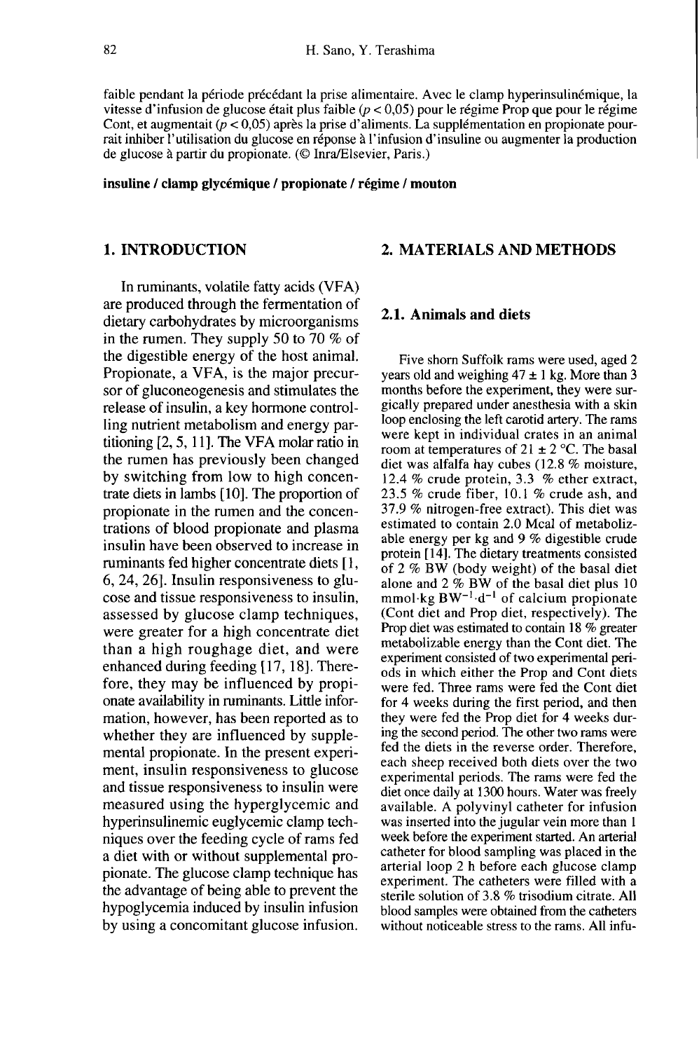faible pendant la période précédant la prise alimentaire. Avec le clamp hyperinsulinémique, la vitesse d'infusion de glucose était plus faible ($p < 0,05$) pour le régime Prop que pour le régime Cont, et augmentait ($p < 0,05$) après la prise d'aliments. La supplémentation en propionate pourrait inhiber l'utilisation du glucose en réponse à l'infusion d'insuline ou augmenter la production de glucose à partir du propionate. (© Inra/Elsevier, Paris.)

**insuline / clamp glycémique / propionate / régime / mouton**

## 1. INTRODUCTION

In ruminants, volatile fatty acids (VFA) are produced through the fermentation of dietary carbohydrates by microorganisms in the rumen. They supply 50 to 70 % of the digestible energy of the host animal. Propionate, a VFA, is the major precursor of gluconeogenesis and stimulates the release of insulin, a key hormone controlling nutrient metabolism and energy partitioning [2, 5, 11]. The VFA molar ratio in the rumen has previously been changed by switching from low to high concentrate diets in lambs [10]. The proportion of propionate in the rumen and the concentrations of blood propionate and plasma insulin have been observed to increase in ruminants fed higher concentrate diets [1, 6, 24, 26]. Insulin responsiveness to glucose and tissue responsiveness to insulin, assessed by glucose clamp techniques, were greater for a high concentrate diet than a high roughage diet, and were enhanced during feeding [17, 18]. Therefore, they may be influenced by propionate availability in ruminants. Little information, however, has been reported as to whether they are influenced by supplemental propionate. In the present experiment, insulin responsiveness to glucose and tissue responsiveness to insulin were measured using the hyperglycemic and hyperinsulinemic euglycemic clamp techniques over the feeding cycle of rams fed a diet with or without supplemental propionate. The glucose clamp technique has the advantage of being able to prevent the hypoglycemia induced by insulin infusion by using a concomitant glucose infusion.

## 2. MATERIALS AND METHODS

### 2.1. Animals and diets

Five shorn Suffolk rams were used, aged 2 years old and weighing 47 ± 1 kg. More than 3 months before the experiment, they were surgically prepared under anesthesia with a skin loop enclosing the left carotid artery. The rams were kept in individual crates in an animal room at temperatures of 21 ± 2 °C. The basal diet was alfalfa hay cubes (12.8 % moisture, 12.4 % crude protein, 3.3 % ether extract, 23.5 % crude fiber, 10.1 % crude ash, and 37.9 % nitrogen-free extract). This diet was estimated to contain 2.0 Mcal of metabolizable energy per kg and 9 % digestible crude protein [14]. The dietary treatments consisted of 2 % BW (body weight) of the basal diet alone and 2 % BW of the basal diet plus 10 $mmol \cdot kg\ BW^{-1} \cdot d^{-1}$ of calcium propionate (Cont diet and Prop diet, respectively). The Prop diet was estimated to contain 18 % greater metabolizable energy than the Cont diet. The experiment consisted of two experimental periods in which either the Prop and Cont diets were fed. Three rams were fed the Cont diet for 4 weeks during the first period, and then they were fed the Prop diet for 4 weeks during the second period. The other two rams were fed the diets in the reverse order. Therefore, each sheep received both diets over the two experimental periods. The rams were fed the diet once daily at 1300 hours. Water was freely available. A polyvinyl catheter for infusion was inserted into the jugular vein more than 1 week before the experiment started. An arterial catheter for blood sampling was placed in the arterial loop 2 h before each glucose clamp experiment. The catheters were filled with a sterile solution of 3.8 % trisodium citrate. All blood samples were obtained from the catheters without noticeable stress to the rams. All infu-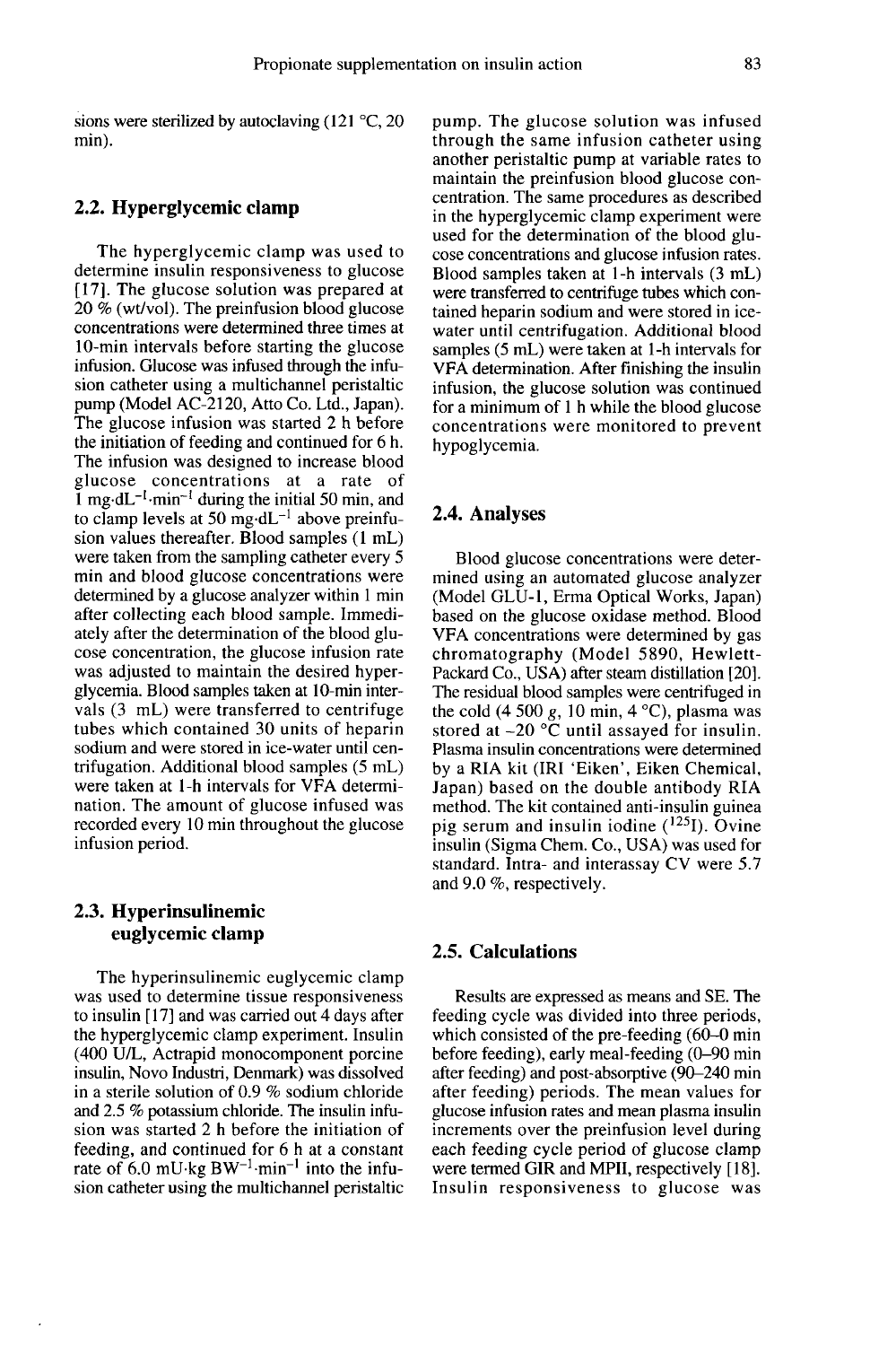sions were sterilized by autoclaving (121 °C, 20 min).

## 2.2. Hyperglycemic clamp

The hyperglycemic clamp was used to determine insulin responsiveness to glucose [17]. The glucose solution was prepared at 20 % (wt/vol). The preinfusion blood glucose concentrations were determined three times at 10-min intervals before starting the glucose infusion. Glucose was infused through the infusion catheter using a multichannel peristaltic pump (Model AC-2120, Atto Co. Ltd., Japan). The glucose infusion was started 2 h before the initiation of feeding and continued for 6 h. The infusion was designed to increase blood glucose concentrations at a rate of 1 $mg \cdot dL^{-1} \cdot min^{-1}$ during the initial 50 min, and to clamp levels at 50 $mg \cdot dL^{-1}$ above preinfusion values thereafter. Blood samples (1 mL) were taken from the sampling catheter every 5 min and blood glucose concentrations were determined by a glucose analyzer within 1 min after collecting each blood sample. Immediately after the determination of the blood glucose concentration, the glucose infusion rate was adjusted to maintain the desired hyperglycemia. Blood samples taken at 10-min intervals (3 mL) were transferred to centrifuge tubes which contained 30 units of heparin sodium and were stored in ice-water until centrifugation. Additional blood samples (5 mL) were taken at 1-h intervals for VFA determination. The amount of glucose infused was recorded every 10 min throughout the glucose infusion period.

## 2.3. Hyperinsulinemic euglycemic clamp

The hyperinsulinemic euglycemic clamp was used to determine tissue responsiveness to insulin [17] and was carried out 4 days after the hyperglycemic clamp experiment. Insulin (400 U/L, Actrapid monocomponent porcine insulin, Novo Industri, Denmark) was dissolved in a sterile solution of 0.9 % sodium chloride and 2.5 % potassium chloride. The insulin infusion was started 2 h before the initiation of feeding, and continued for 6 h at a constant rate of 6.0 $mU \cdot kg\ BW^{-1} \cdot min^{-1}$ into the infusion catheter using the multichannel peristaltic pump. The glucose solution was infused through the same infusion catheter using another peristaltic pump at variable rates to maintain the preinfusion blood glucose concentration. The same procedures as described in the hyperglycemic clamp experiment were used for the determination of the blood glucose concentrations and glucose infusion rates. Blood samples taken at 1-h intervals (3 mL) were transferred to centrifuge tubes which contained heparin sodium and were stored in ice-water until centrifugation. Additional blood samples (5 mL) were taken at 1-h intervals for VFA determination. After finishing the insulin infusion, the glucose solution was continued for a minimum of 1 h while the blood glucose concentrations were monitored to prevent hypoglycemia.

## 2.4. Analyses

Blood glucose concentrations were determined using an automated glucose analyzer (Model GLU-1, Erma Optical Works, Japan) based on the glucose oxidase method. Blood VFA concentrations were determined by gas chromatography (Model 5890, Hewlett-Packard Co., USA) after steam distillation [20]. The residual blood samples were centrifuged in the cold (4 500 *g*, 10 min, 4 °C), plasma was stored at –20 °C until assayed for insulin. Plasma insulin concentrations were determined by a RIA kit (IRI 'Eiken', Eiken Chemical, Japan) based on the double antibody RIA method. The kit contained anti-insulin guinea pig serum and insulin iodine ($^{125}I$). Ovine insulin (Sigma Chem. Co., USA) was used for standard. Intra- and interassay CV were 5.7 and 9.0 %, respectively.

## 2.5. Calculations

Results are expressed as means and SE. The feeding cycle was divided into three periods, which consisted of the pre-feeding (60–0 min before feeding), early meal-feeding (0–90 min after feeding) and post-absorptive (90–240 min after feeding) periods. The mean values for glucose infusion rates and mean plasma insulin increments over the preinfusion level during each feeding cycle period of glucose clamp were termed GIR and MPII, respectively [18]. Insulin responsiveness to glucose was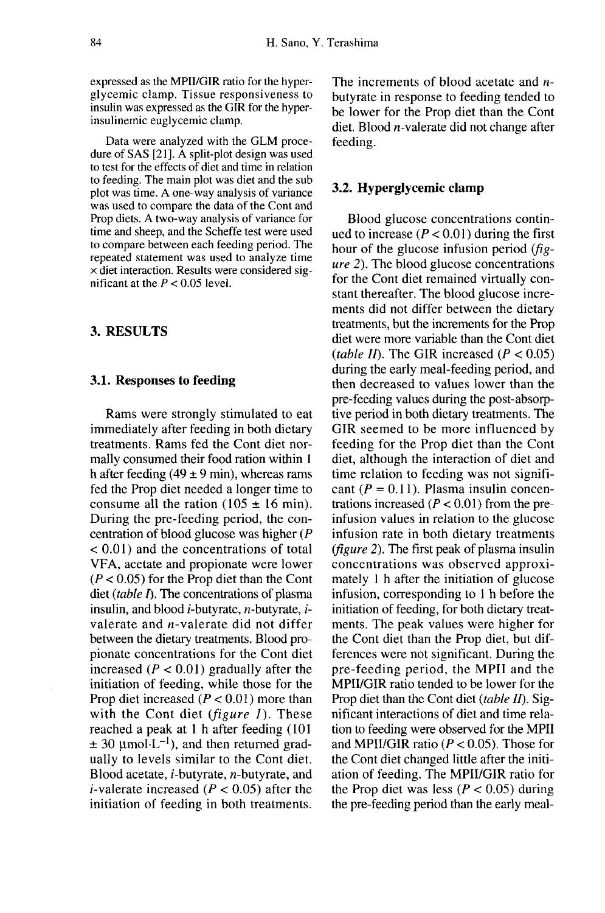expressed as the MPII/GIR ratio for the hyperglycemic clamp. Tissue responsiveness to insulin was expressed as the GIR for the hyperinsulinemic euglycemic clamp.

Data were analyzed with the GLM procedure of SAS [21]. A split-plot design was used to test for the effects of diet and time in relation to feeding. The main plot was diet and the sub plot was time. A one-way analysis of variance was used to compare the data of the Cont and Prop diets. A two-way analysis of variance for time and sheep, and the Scheffe test were used to compare between each feeding period. The repeated statement was used to analyze time × diet interaction. Results were considered significant at the $P < 0.05$ level.

## 3. RESULTS

### 3.1. Responses to feeding

Rams were strongly stimulated to eat immediately after feeding in both dietary treatments. Rams fed the Cont diet normally consumed their food ration within 1 h after feeding (49 ± 9 min), whereas rams fed the Prop diet needed a longer time to consume all the ration (105 ± 16 min). During the pre-feeding period, the concentration of blood glucose was higher ($P < 0.01$) and the concentrations of total VFA, acetate and propionate were lower ($P < 0.05$) for the Prop diet than the Cont diet (*table I*). The concentrations of plasma insulin, and blood *i*-butyrate, *n*-butyrate, *i*-valerate and *n*-valerate did not differ between the dietary treatments. Blood propionate concentrations for the Cont diet increased ($P < 0.01$) gradually after the initiation of feeding, while those for the Prop diet increased ($P < 0.01$) more than with the Cont diet (*figure 1*). These reached a peak at 1 h after feeding (101 ± 30 $\mu mol \cdot L^{-1}$), and then returned gradually to levels similar to the Cont diet. Blood acetate, *i*-butyrate, *n*-butyrate, and *i*-valerate increased ($P < 0.05$) after the initiation of feeding in both treatments. The increments of blood acetate and *n*-butyrate in response to feeding tended to be lower for the Prop diet than the Cont diet. Blood *n*-valerate did not change after feeding.

### 3.2. Hyperglycemic clamp

Blood glucose concentrations continued to increase ($P < 0.01$) during the first hour of the glucose infusion period (*figure 2*). The blood glucose concentrations for the Cont diet remained virtually constant thereafter. The blood glucose increments did not differ between the dietary treatments, but the increments for the Prop diet were more variable than the Cont diet (*table II*). The GIR increased ($P < 0.05$) during the early meal-feeding period, and then decreased to values lower than the pre-feeding values during the post-absorptive period in both dietary treatments. The GIR seemed to be more influenced by feeding for the Prop diet than the Cont diet, although the interaction of diet and time relation to feeding was not significant ($P = 0.11$). Plasma insulin concentrations increased ($P < 0.01$) from the pre-infusion values in relation to the glucose infusion rate in both dietary treatments (*figure 2*). The first peak of plasma insulin concentrations was observed approximately 1 h after the initiation of glucose infusion, corresponding to 1 h before the initiation of feeding, for both dietary treatments. The peak values were higher for the Cont diet than the Prop diet, but differences were not significant. During the pre-feeding period, the MPII and the MPII/GIR ratio tended to be lower for the Prop diet than the Cont diet (*table II*). Significant interactions of diet and time relation to feeding were observed for the MPII and MPII/GIR ratio ($P < 0.05$). Those for the Cont diet changed little after the initiation of feeding. The MPII/GIR ratio for the Prop diet was less ($P < 0.05$) during the pre-feeding period than the early meal-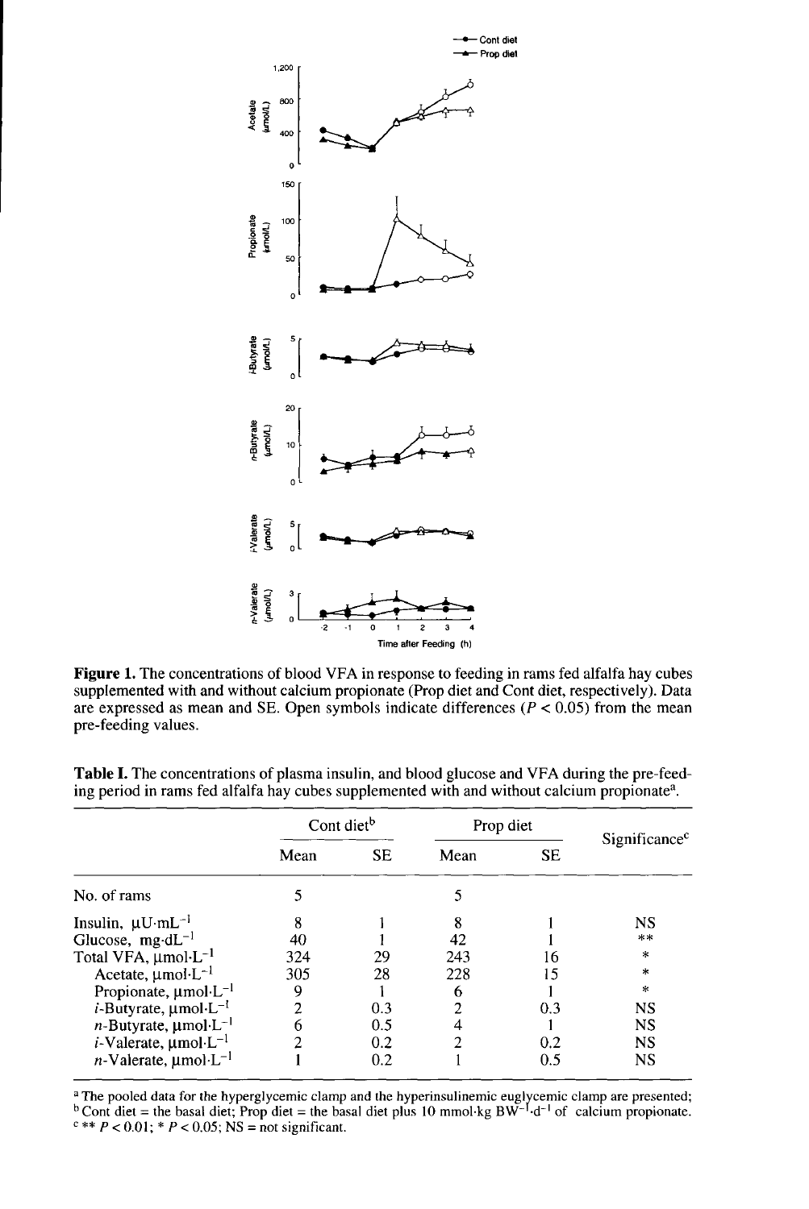**Figure 1.** The concentrations of blood VFA in response to feeding in rams fed alfalfa hay cubes supplemented with and without calcium propionate (Prop diet and Cont diet, respectively). Data are expressed as mean and SE. Open symbols indicate differences ($P < 0.05$) from the mean pre-feeding values.

**Table I.** The concentrations of plasma insulin, and blood glucose and VFA during the pre-feeding period in rams fed alfalfa hay cubes supplemented with and without calcium propionate[a].

| | Cont diet[b] | | Prop diet | | Significance[c] |
|---|---|---|---|---|---|
| | Mean | SE | Mean | SE | |
| No. of rams | 5 | | 5 | | |
| Insulin, $\mu U \cdot mL^{-1}$ | 8 | 1 | 8 | 1 | NS |
| Glucose, $mg \cdot dL^{-1}$ | 40 | 1 | 42 | 1 | ** |
| Total VFA, $\mu mol \cdot L^{-1}$ | 324 | 29 | 243 | 16 | * |
| Acetate, $\mu mol \cdot L^{-1}$ | 305 | 28 | 228 | 15 | * |
| Propionate, $\mu mol \cdot L^{-1}$ | 9 | 1 | 6 | 1 | * |
| *i*-Butyrate, $\mu mol \cdot L^{-1}$ | 2 | 0.3 | 2 | 0.3 | NS |
| *n*-Butyrate, $\mu mol \cdot L^{-1}$ | 6 | 0.5 | 4 | 1 | NS |
| *i*-Valerate, $\mu mol \cdot L^{-1}$ | 2 | 0.2 | 2 | 0.2 | NS |
| *n*-Valerate, $\mu mol \cdot L^{-1}$ | 1 | 0.2 | 1 | 0.5 | NS |

[a] The pooled data for the hyperglycemic clamp and the hyperinsulinemic euglycemic clamp are presented; [b] Cont diet = the basal diet; Prop diet = the basal diet plus 10 $mmol \cdot kg\ BW^{-1} \cdot d^{-1}$ of calcium propionate. [c] ** $P < 0.01$; * $P < 0.05$; NS = not significant.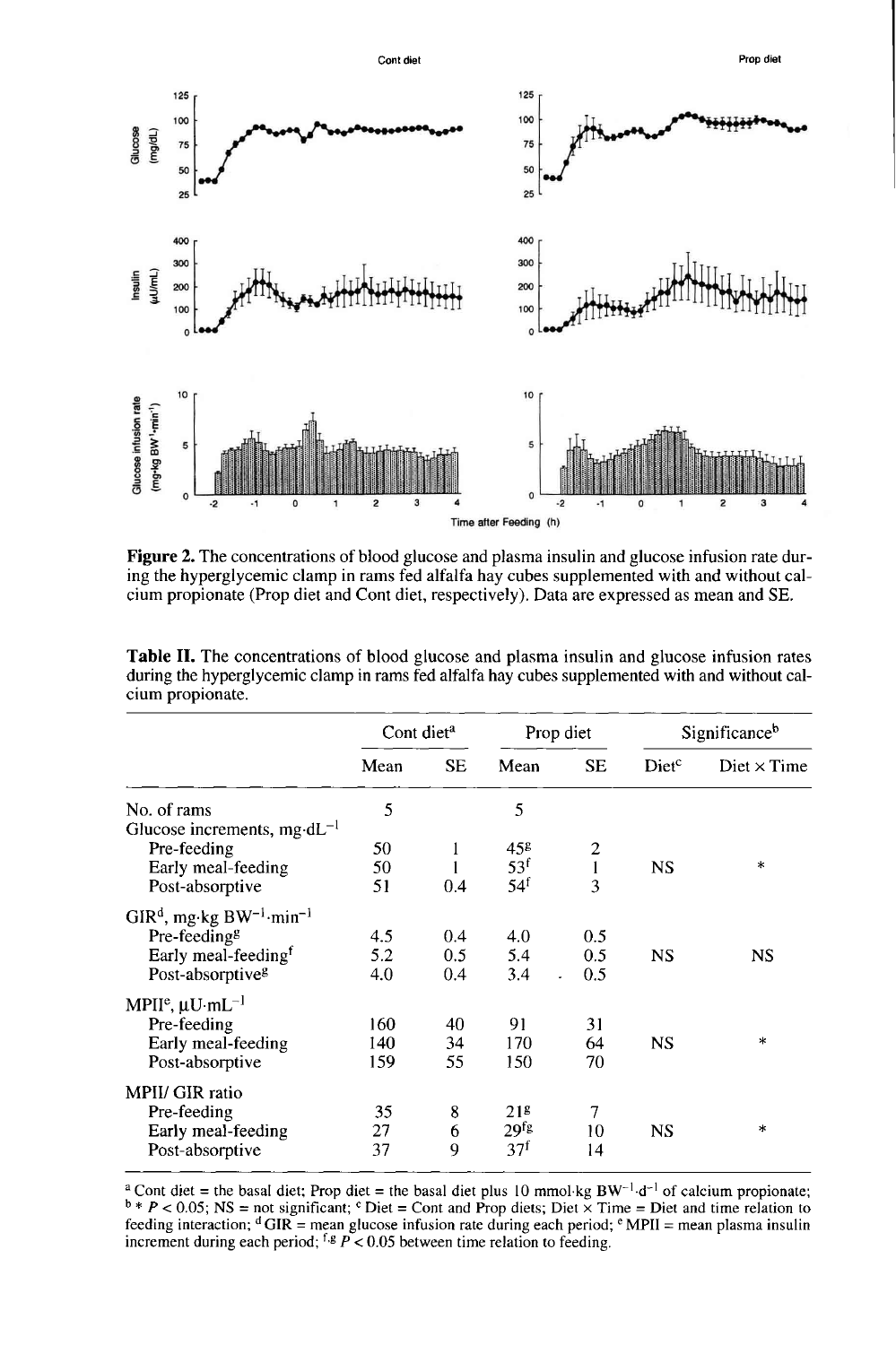**Figure 2.** The concentrations of blood glucose and plasma insulin and glucose infusion rate during the hyperglycemic clamp in rams fed alfalfa hay cubes supplemented with and without calcium propionate (Prop diet and Cont diet, respectively). Data are expressed as mean and SE.

**Table II.** The concentrations of blood glucose and plasma insulin and glucose infusion rates during the hyperglycemic clamp in rams fed alfalfa hay cubes supplemented with and without calcium propionate.

| | Cont diet[a] | | Prop diet | | Significance[b] | |
|---|---|---|---|---|---|---|
| | Mean | SE | Mean | SE | Diet[c] | Diet × Time |
| No. of rams | 5 | | 5 | | | |
| Glucose increments, $mg \cdot dL^{-1}$ | | | | | | |
| Pre-feeding | 50 | 1 | 45[g] | 2 | | |
| Early meal-feeding | 50 | 1 | 53[f] | 1 | NS | * |
| Post-absorptive | 51 | 0.4 | 54[f] | 3 | | |
| GIR[d], $mg \cdot kg\ BW^{-1} \cdot min^{-1}$ | | | | | | |
| Pre-feeding[g] | 4.5 | 0.4 | 4.0 | 0.5 | | |
| Early meal-feeding[f] | 5.2 | 0.5 | 5.4 | 0.5 | NS | NS |
| Post-absorptive[g] | 4.0 | 0.4 | 3.4 | 0.5 | | |
| MPII[e], $\mu U \cdot mL^{-1}$ | | | | | | |
| Pre-feeding | 160 | 40 | 91 | 31 | | |
| Early meal-feeding | 140 | 34 | 170 | 64 | NS | * |
| Post-absorptive | 159 | 55 | 150 | 70 | | |
| MPII/ GIR ratio | | | | | | |
| Pre-feeding | 35 | 8 | 21[g] | 7 | | |
| Early meal-feeding | 27 | 6 | 29[fg] | 10 | NS | * |
| Post-absorptive | 37 | 9 | 37[f] | 14 | | |

[a] Cont diet = the basal diet; Prop diet = the basal diet plus 10 $mmol \cdot kg\ BW^{-1} \cdot d^{-1}$ of calcium propionate; [b] * $P < 0.05$; NS = not significant; [c] Diet = Cont and Prop diets; Diet × Time = Diet and time relation to feeding interaction; [d] GIR = mean glucose infusion rate during each period; [e] MPII = mean plasma insulin increment during each period; [f,g] $P < 0.05$ between time relation to feeding.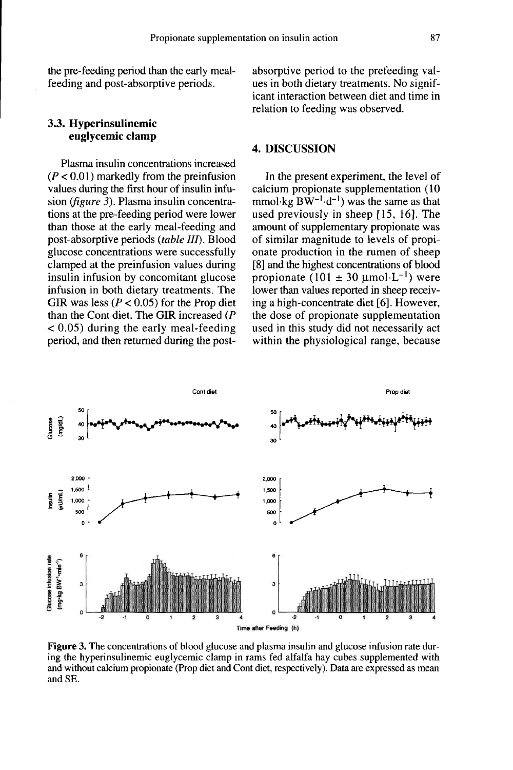the pre-feeding period than the early meal-feeding and post-absorptive periods.

### 3.3. Hyperinsulinemic euglycemic clamp

Plasma insulin concentrations increased ($P < 0.01$) markedly from the preinfusion values during the first hour of insulin infusion (*figure 3*). Plasma insulin concentrations at the pre-feeding period were lower than those at the early meal-feeding and post-absorptive periods (*table III*). Blood glucose concentrations were successfully clamped at the preinfusion values during insulin infusion by concomitant glucose infusion in both dietary treatments. The GIR was less ($P < 0.05$) for the Prop diet than the Cont diet. The GIR increased ($P < 0.05$) during the early meal-feeding period, and then returned during the post-absorptive period to the prefeeding values in both dietary treatments. No significant interaction between diet and time in relation to feeding was observed.

## 4. DISCUSSION

In the present experiment, the level of calcium propionate supplementation (10 mmol·kg $BW^{-1}$·$d^{-1}$) was the same as that used previously in sheep [15, 16]. The amount of supplementary propionate was of similar magnitude to levels of propionate production in the rumen of sheep [8] and the highest concentrations of blood propionate (101 ± 30 μmol·$L^{-1}$) were lower than values reported in sheep receiving a high-concentrate diet [6]. However, the dose of propionate supplementation used in this study did not necessarily act within the physiological range, because

**Figure 3.** The concentrations of blood glucose and plasma insulin and glucose infusion rate during the hyperinsulinemic euglycemic clamp in rams fed alfalfa hay cubes supplemented with and without calcium propionate (Prop diet and Cont diet, respectively). Data are expressed as mean and SE.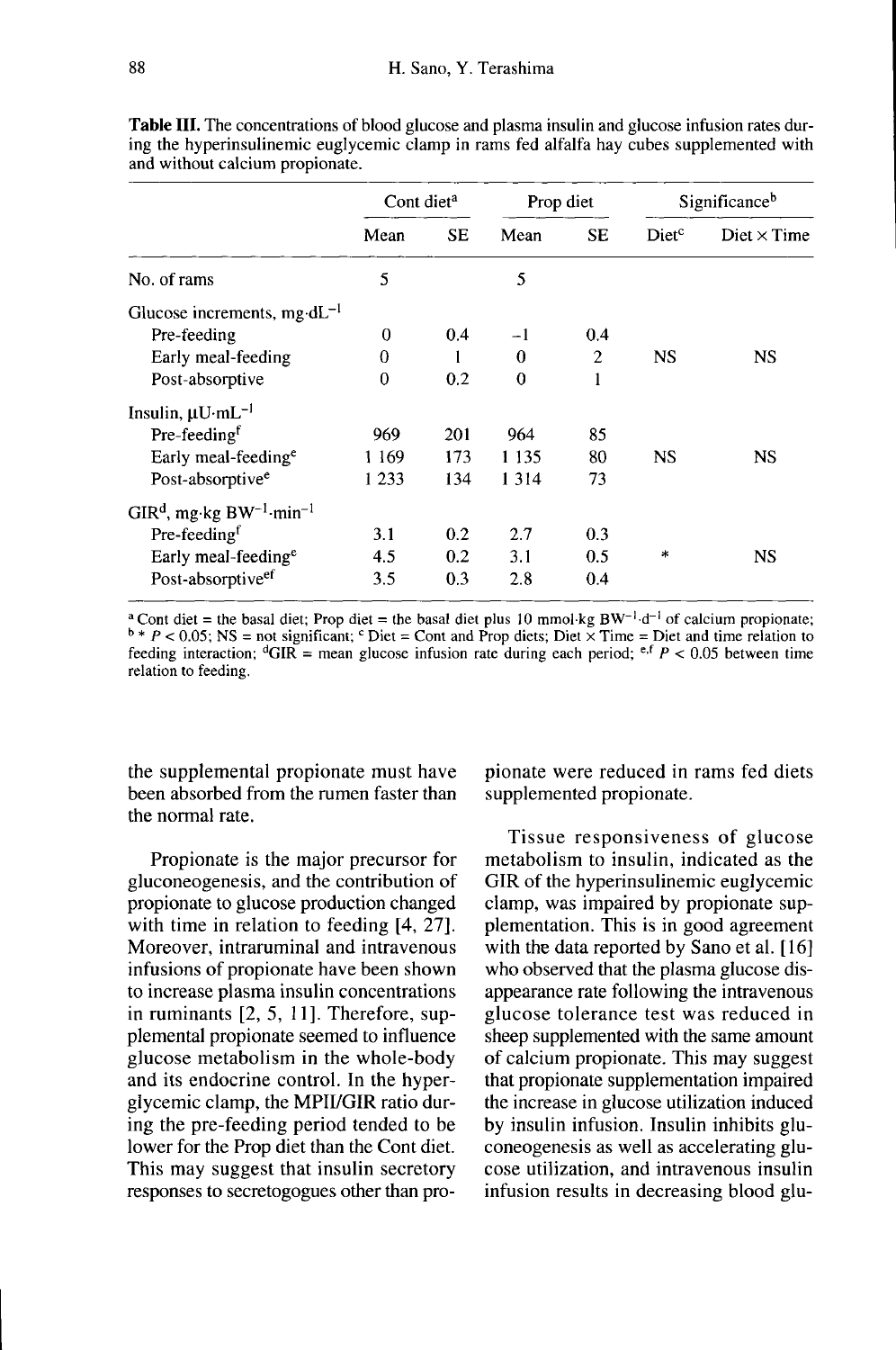**Table III.** The concentrations of blood glucose and plasma insulin and glucose infusion rates during the hyperinsulinemic euglycemic clamp in rams fed alfalfa hay cubes supplemented with and without calcium propionate.

| | Cont diet[a] | | Prop diet | | Significance[b] | |
|---|---|---|---|---|---|---|
| | Mean | SE | Mean | SE | Diet[c] | Diet × Time |
| No. of rams | 5 | | 5 | | | |
| Glucose increments, $mg \cdot dL^{-1}$ | | | | | | |
| Pre-feeding | 0 | 0.4 | −1 | 0.4 | | |
| Early meal-feeding | 0 | 1 | 0 | 2 | NS | NS |
| Post-absorptive | 0 | 0.2 | 0 | 1 | | |
| Insulin, $\mu U \cdot mL^{-1}$ | | | | | | |
| Pre-feeding[f] | 969 | 201 | 964 | 85 | | |
| Early meal-feeding[e] | 1 169 | 173 | 1 135 | 80 | NS | NS |
| Post-absorptive[e] | 1 233 | 134 | 1 314 | 73 | | |
| GIR[d], $mg \cdot kg\ BW^{-1} \cdot min^{-1}$ | | | | | | |
| Pre-feeding[f] | 3.1 | 0.2 | 2.7 | 0.3 | | |
| Early meal-feeding[e] | 4.5 | 0.2 | 3.1 | 0.5 | * | NS |
| Post-absorptive[ef] | 3.5 | 0.3 | 2.8 | 0.4 | | |

[a] Cont diet = the basal diet; Prop diet = the basal diet plus 10 $mmol \cdot kg\ BW^{-1} \cdot d^{-1}$ of calcium propionate; [b] * $P < 0.05$; NS = not significant; [c] Diet = Cont and Prop diets; Diet × Time = Diet and time relation to feeding interaction; [d] GIR = mean glucose infusion rate during each period; [e,f] $P < 0.05$ between time relation to feeding.

the supplemental propionate must have been absorbed from the rumen faster than the normal rate.

Propionate is the major precursor for gluconeogenesis, and the contribution of propionate to glucose production changed with time in relation to feeding [4, 27]. Moreover, intraruminal and intravenous infusions of propionate have been shown to increase plasma insulin concentrations in ruminants [2, 5, 11]. Therefore, supplemental propionate seemed to influence glucose metabolism in the whole-body and its endocrine control. In the hyperglycemic clamp, the MPII/GIR ratio during the pre-feeding period tended to be lower for the Prop diet than the Cont diet. This may suggest that insulin secretory responses to secretogogues other than propionate were reduced in rams fed diets supplemented propionate.

Tissue responsiveness of glucose metabolism to insulin, indicated as the GIR of the hyperinsulinemic euglycemic clamp, was impaired by propionate supplementation. This is in good agreement with the data reported by Sano et al. [16] who observed that the plasma glucose disappearance rate following the intravenous glucose tolerance test was reduced in sheep supplemented with the same amount of calcium propionate. This may suggest that propionate supplementation impaired the increase in glucose utilization induced by insulin infusion. Insulin inhibits gluconeogenesis as well as accelerating glucose utilization, and intravenous insulin infusion results in decreasing blood glu-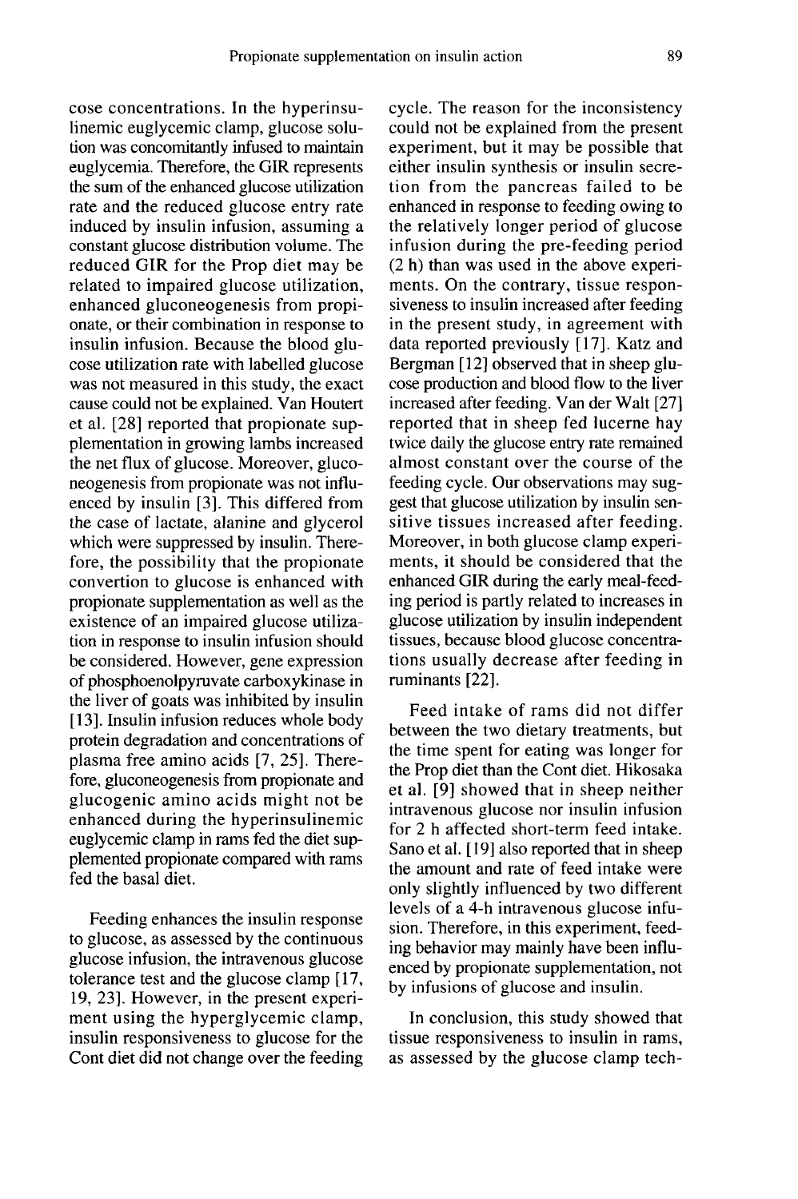cose concentrations. In the hyperinsulinemic euglycemic clamp, glucose solution was concomitantly infused to maintain euglycemia. Therefore, the GIR represents the sum of the enhanced glucose utilization rate and the reduced glucose entry rate induced by insulin infusion, assuming a constant glucose distribution volume. The reduced GIR for the Prop diet may be related to impaired glucose utilization, enhanced gluconeogenesis from propionate, or their combination in response to insulin infusion. Because the blood glucose utilization rate with labelled glucose was not measured in this study, the exact cause could not be explained. Van Houtert et al. [28] reported that propionate supplementation in growing lambs increased the net flux of glucose. Moreover, gluconeogenesis from propionate was not influenced by insulin [3]. This differed from the case of lactate, alanine and glycerol which were suppressed by insulin. Therefore, the possibility that the propionate convertion to glucose is enhanced with propionate supplementation as well as the existence of an impaired glucose utilization in response to insulin infusion should be considered. However, gene expression of phosphoenolpyruvate carboxykinase in the liver of goats was inhibited by insulin [13]. Insulin infusion reduces whole body protein degradation and concentrations of plasma free amino acids [7, 25]. Therefore, gluconeogenesis from propionate and glucogenic amino acids might not be enhanced during the hyperinsulinemic euglycemic clamp in rams fed the diet supplemented propionate compared with rams fed the basal diet.

Feeding enhances the insulin response to glucose, as assessed by the continuous glucose infusion, the intravenous glucose tolerance test and the glucose clamp [17, 19, 23]. However, in the present experiment using the hyperglycemic clamp, insulin responsiveness to glucose for the Cont diet did not change over the feeding cycle. The reason for the inconsistency could not be explained from the present experiment, but it may be possible that either insulin synthesis or insulin secretion from the pancreas failed to be enhanced in response to feeding owing to the relatively longer period of glucose infusion during the pre-feeding period (2 h) than was used in the above experiments. On the contrary, tissue responsiveness to insulin increased after feeding in the present study, in agreement with data reported previously [17]. Katz and Bergman [12] observed that in sheep glucose production and blood flow to the liver increased after feeding. Van der Walt [27] reported that in sheep fed lucerne hay twice daily the glucose entry rate remained almost constant over the course of the feeding cycle. Our observations may suggest that glucose utilization by insulin sensitive tissues increased after feeding. Moreover, in both glucose clamp experiments, it should be considered that the enhanced GIR during the early meal-feeding period is partly related to increases in glucose utilization by insulin independent tissues, because blood glucose concentrations usually decrease after feeding in ruminants [22].

Feed intake of rams did not differ between the two dietary treatments, but the time spent for eating was longer for the Prop diet than the Cont diet. Hikosaka et al. [9] showed that in sheep neither intravenous glucose nor insulin infusion for 2 h affected short-term feed intake. Sano et al. [19] also reported that in sheep the amount and rate of feed intake were only slightly influenced by two different levels of a 4-h intravenous glucose infusion. Therefore, in this experiment, feeding behavior may mainly have been influenced by propionate supplementation, not by infusions of glucose and insulin.

In conclusion, this study showed that tissue responsiveness to insulin in rams, as assessed by the glucose clamp tech-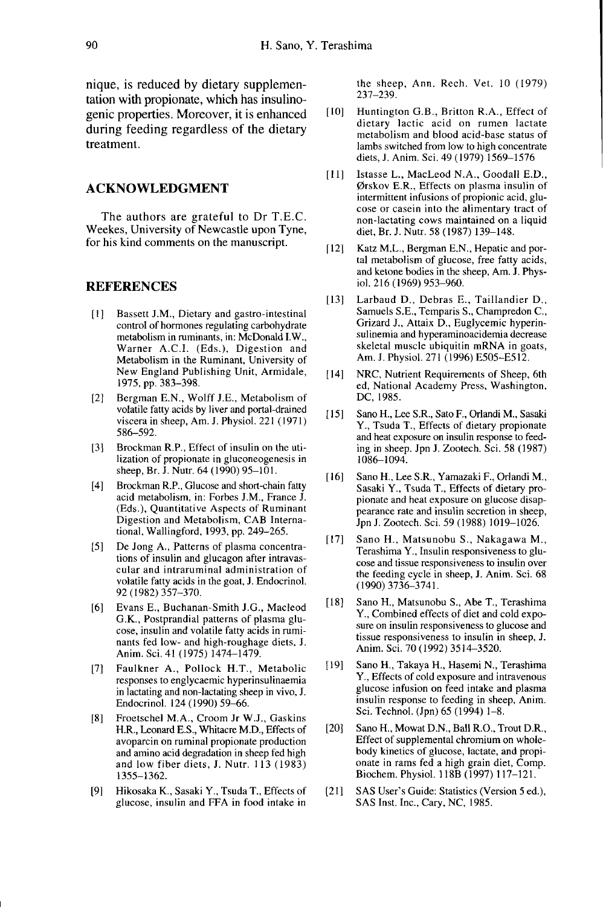nique, is reduced by dietary supplementation with propionate, which has insulinogenic properties. Moreover, it is enhanced during feeding regardless of the dietary treatment.

## ACKNOWLEDGMENT

The authors are grateful to Dr T.E.C. Weekes, University of Newcastle upon Tyne, for his kind comments on the manuscript.

## REFERENCES

[1] Bassett J.M., Dietary and gastro-intestinal control of hormones regulating carbohydrate metabolism in ruminants, in: McDonald I.W., Warner A.C.I. (Eds.), Digestion and Metabolism in the Ruminant, University of New England Publishing Unit, Armidale, 1975, pp. 383–398.

[2] Bergman E.N., Wolff J.E., Metabolism of volatile fatty acids by liver and portal-drained viscera in sheep, Am. J. Physiol. 221 (1971) 586–592.

[3] Brockman R.P., Effect of insulin on the utilization of propionate in gluconeogenesis in sheep, Br. J. Nutr. 64 (1990) 95–101.

[4] Brockman R.P., Glucose and short-chain fatty acid metabolism, in: Forbes J.M., France J. (Eds.), Quantitative Aspects of Ruminant Digestion and Metabolism, CAB International, Wallingford, 1993, pp. 249–265.

[5] De Jong A., Patterns of plasma concentrations of insulin and glucagon after intravascular and intraruminal administration of volatile fatty acids in the goat, J. Endocrinol. 92 (1982) 357–370.

[6] Evans E., Buchanan-Smith J.G., Macleod G.K., Postprandial patterns of plasma glucose, insulin and volatile fatty acids in ruminants fed low- and high-roughage diets, J. Anim. Sci. 41 (1975) 1474–1479.

[7] Faulkner A., Pollock H.T., Metabolic responses to englycaemic hyperinsulinaemia in lactating and non-lactating sheep in vivo, J. Endocrinol. 124 (1990) 59–66.

[8] Froetschel M.A., Croom Jr W.J., Gaskins H.R., Leonard E.S., Whitacre M.D., Effects of avoparcin on ruminal propionate production and amino acid degradation in sheep fed high and low fiber diets, J. Nutr. 113 (1983) 1355–1362.

[9] Hikosaka K., Sasaki Y., Tsuda T., Effects of glucose, insulin and FFA in food intake in the sheep, Ann. Rech. Vet. 10 (1979) 237–239.

[10] Huntington G.B., Britton R.A., Effect of dietary lactic acid on rumen lactate metabolism and blood acid-base status of lambs switched from low to high concentrate diets, J. Anim. Sci. 49 (1979) 1569–1576

[11] Istasse L., MacLeod N.A., Goodall E.D., Ørskov E.R., Effects on plasma insulin of intermittent infusions of propionic acid, glucose or casein into the alimentary tract of non-lactating cows maintained on a liquid diet, Br. J. Nutr. 58 (1987) 139–148.

[12] Katz M.L., Bergman E.N., Hepatic and portal metabolism of glucose, free fatty acids, and ketone bodies in the sheep, Am. J. Physiol. 216 (1969) 953–960.

[13] Larbaud D., Debras E., Taillandier D., Samuels S.E., Temparis S., Champredon C., Grizard J., Attaix D., Euglycemic hyperinsulinemia and hyperaminoacidemia decrease skeletal muscle ubiquitin mRNA in goats, Am. J. Physiol. 271 (1996) E505–E512.

[14] NRC, Nutrient Requirements of Sheep, 6th ed, National Academy Press, Washington, DC, 1985.

[15] Sano H., Lee S.R., Sato F., Orlandi M., Sasaki Y., Tsuda T., Effects of dietary propionate and heat exposure on insulin response to feeding in sheep. Jpn J. Zootech. Sci. 58 (1987) 1086–1094.

[16] Sano H., Lee S.R., Yamazaki F., Orlandi M., Sasaki Y., Tsuda T., Effects of dietary propionate and heat exposure on glucose disappearance rate and insulin secretion in sheep, Jpn J. Zootech. Sci. 59 (1988) 1019–1026.

[17] Sano H., Matsunobu S., Nakagawa M., Terashima Y., Insulin responsiveness to glucose and tissue responsiveness to insulin over the feeding cycle in sheep, J. Anim. Sci. 68 (1990) 3736–3741.

[18] Sano H., Matsunobu S., Abe T., Terashima Y., Combined effects of diet and cold exposure on insulin responsiveness to glucose and tissue responsiveness to insulin in sheep, J. Anim. Sci. 70 (1992) 3514–3520.

[19] Sano H., Takaya H., Hasemi N., Terashima Y., Effects of cold exposure and intravenous glucose infusion on feed intake and plasma insulin response to feeding in sheep, Anim. Sci. Technol. (Jpn) 65 (1994) 1–8.

[20] Sano H., Mowat D.N., Ball R.O., Trout D.R., Effect of supplemental chromium on whole-body kinetics of glucose, lactate, and propionate in rams fed a high grain diet, Comp. Biochem. Physiol. 118B (1997) 117–121.

[21] SAS User's Guide: Statistics (Version 5 ed.), SAS Inst. Inc., Cary, NC, 1985.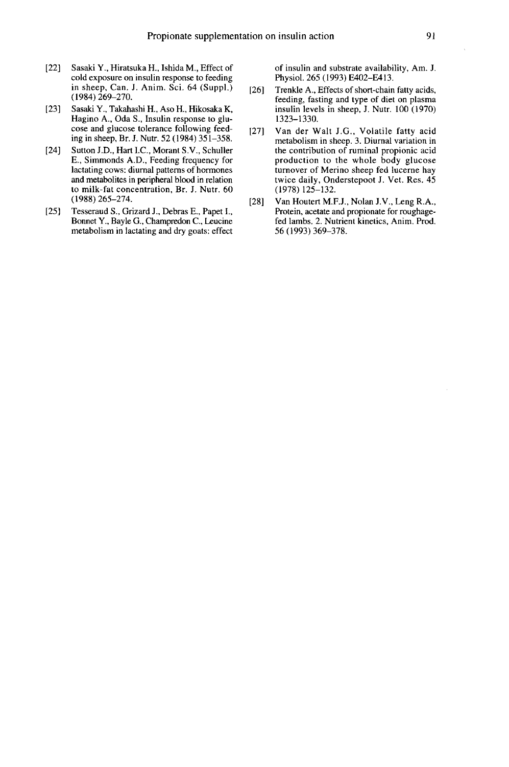[22] Sasaki Y., Hiratsuka H., Ishida M., Effect of cold exposure on insulin response to feeding in sheep, Can. J. Anim. Sci. 64 (Suppl.) (1984) 269–270.

[23] Sasaki Y., Takahashi H., Aso H., Hikosaka K, Hagino A., Oda S., Insulin response to glucose and glucose tolerance following feeding in sheep, Br. J. Nutr. 52 (1984) 351–358.

[24] Sutton J.D., Hart I.C., Morant S.V., Schuller E., Simmonds A.D., Feeding frequency for lactating cows: diurnal patterns of hormones and metabolites in peripheral blood in relation to milk-fat concentration, Br. J. Nutr. 60 (1988) 265–274.

[25] Tesseraud S., Grizard J., Debras E., Papet I., Bonnet Y., Bayle G., Champredon C., Leucine metabolism in lactating and dry goats: effect of insulin and substrate availability, Am. J. Physiol. 265 (1993) E402–E413.

[26] Trenkle A., Effects of short-chain fatty acids, feeding, fasting and type of diet on plasma insulin levels in sheep, J. Nutr. 100 (1970) 1323–1330.

[27] Van der Walt J.G., Volatile fatty acid metabolism in sheep. 3. Diurnal variation in the contribution of ruminal propionic acid production to the whole body glucose turnover of Merino sheep fed lucerne hay twice daily, Onderstepoot J. Vet. Res. 45 (1978) 125–132.

[28] Van Houtert M.F.J., Nolan J.V., Leng R.A., Protein, acetate and propionate for roughage-fed lambs. 2. Nutrient kinetics, Anim. Prod. 56 (1993) 369–378.